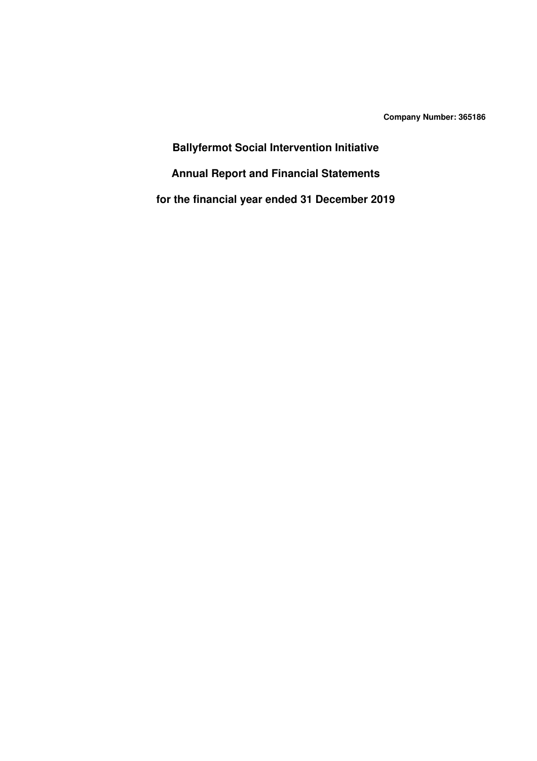**Company Number: 365186**

# Ballyfermot Social Intervention Initiative

## Annual Report and Financial Statements

## for the financial year ended 31 December 2019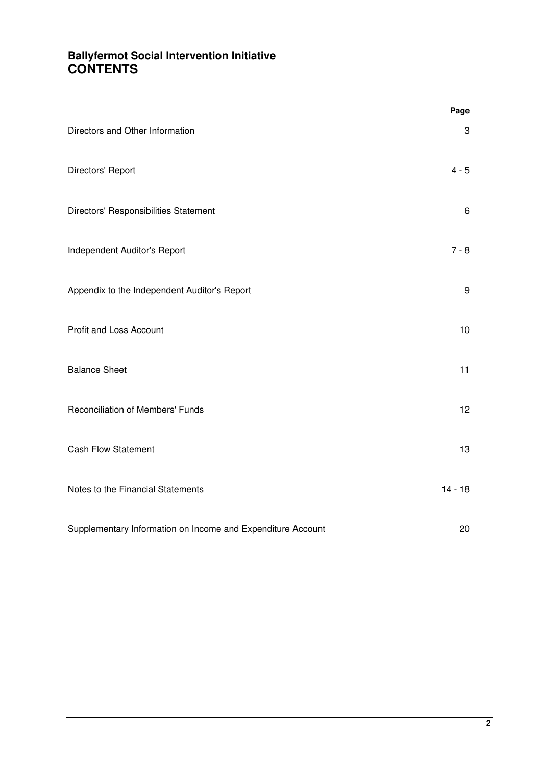# Ballyfermot Social Intervention Initiative
# CONTENTS

| | Page |
|---|---|
| Directors and Other Information | 3 |
| Directors' Report | 4 - 5 |
| Directors' Responsibilities Statement | 6 |
| Independent Auditor's Report | 7 - 8 |
| Appendix to the Independent Auditor's Report | 9 |
| Profit and Loss Account | 10 |
| Balance Sheet | 11 |
| Reconciliation of Members' Funds | 12 |
| Cash Flow Statement | 13 |
| Notes to the Financial Statements | 14 - 18 |
| Supplementary Information on Income and Expenditure Account | 20 |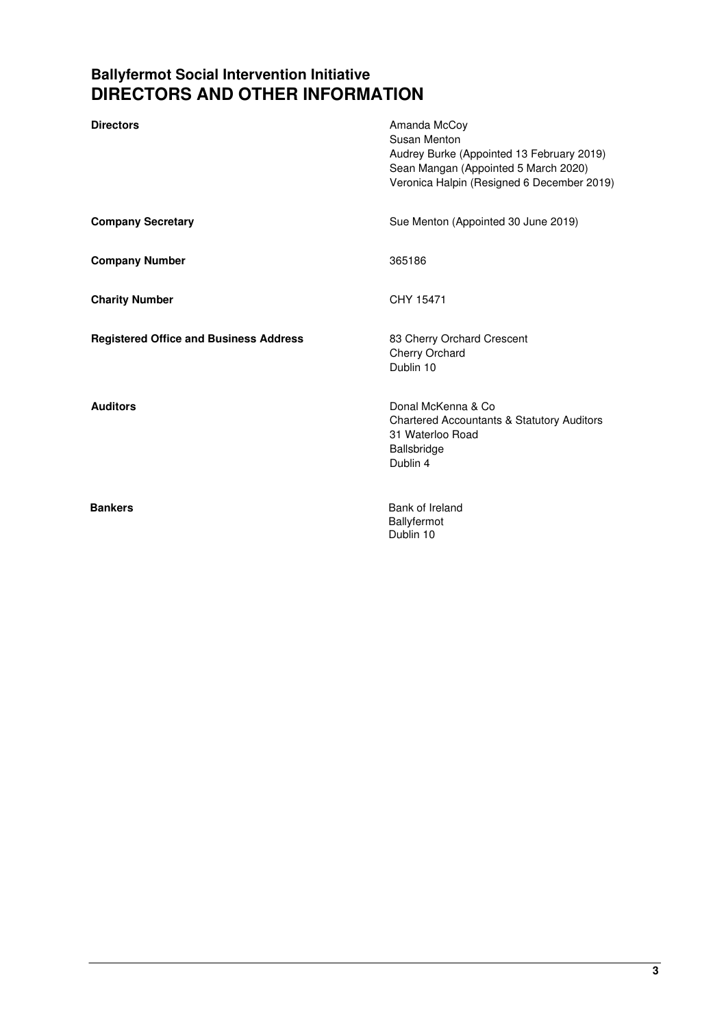## Ballyfermot Social Intervention Initiative
# DIRECTORS AND OTHER INFORMATION

| | |
|---|---|
| **Directors** | Amanda McCoy<br>Susan Menton<br>Audrey Burke (Appointed 13 February 2019)<br>Sean Mangan (Appointed 5 March 2020)<br>Veronica Halpin (Resigned 6 December 2019) |
| **Company Secretary** | Sue Menton (Appointed 30 June 2019) |
| **Company Number** | 365186 |
| **Charity Number** | CHY 15471 |
| **Registered Office and Business Address** | 83 Cherry Orchard Crescent<br>Cherry Orchard<br>Dublin 10 |
| **Auditors** | Donal McKenna & Co<br>Chartered Accountants & Statutory Auditors<br>31 Waterloo Road<br>Ballsbridge<br>Dublin 4 |
| **Bankers** | Bank of Ireland<br>Ballyfermot<br>Dublin 10 |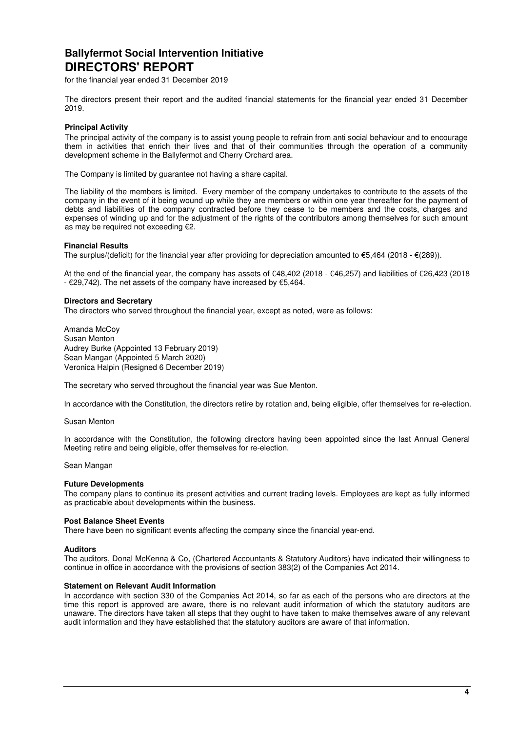# Ballyfermot Social Intervention Initiative
# DIRECTORS' REPORT

for the financial year ended 31 December 2019

The directors present their report and the audited financial statements for the financial year ended 31 December 2019.

### Principal Activity

The principal activity of the company is to assist young people to refrain from anti social behaviour and to encourage them in activities that enrich their lives and that of their communities through the operation of a community development scheme in the Ballyfermot and Cherry Orchard area.

The Company is limited by guarantee not having a share capital.

The liability of the members is limited. Every member of the company undertakes to contribute to the assets of the company in the event of it being wound up while they are members or within one year thereafter for the payment of debts and liabilities of the company contracted before they cease to be members and the costs, charges and expenses of winding up and for the adjustment of the rights of the contributors among themselves for such amount as may be required not exceeding €2.

### Financial Results

The surplus/(deficit) for the financial year after providing for depreciation amounted to €5,464 (2018 - €(289)).

At the end of the financial year, the company has assets of €48,402 (2018 - €46,257) and liabilities of €26,423 (2018 - €29,742). The net assets of the company have increased by €5,464.

### Directors and Secretary

The directors who served throughout the financial year, except as noted, were as follows:

Amanda McCoy
Susan Menton
Audrey Burke (Appointed 13 February 2019)
Sean Mangan (Appointed 5 March 2020)
Veronica Halpin (Resigned 6 December 2019)

The secretary who served throughout the financial year was Sue Menton.

In accordance with the Constitution, the directors retire by rotation and, being eligible, offer themselves for re-election.

Susan Menton

In accordance with the Constitution, the following directors having been appointed since the last Annual General Meeting retire and being eligible, offer themselves for re-election.

Sean Mangan

### Future Developments

The company plans to continue its present activities and current trading levels. Employees are kept as fully informed as practicable about developments within the business.

### Post Balance Sheet Events

There have been no significant events affecting the company since the financial year-end.

### Auditors

The auditors, Donal McKenna & Co, (Chartered Accountants & Statutory Auditors) have indicated their willingness to continue in office in accordance with the provisions of section 383(2) of the Companies Act 2014.

### Statement on Relevant Audit Information

In accordance with section 330 of the Companies Act 2014, so far as each of the persons who are directors at the time this report is approved are aware, there is no relevant audit information of which the statutory auditors are unaware. The directors have taken all steps that they ought to have taken to make themselves aware of any relevant audit information and they have established that the statutory auditors are aware of that information.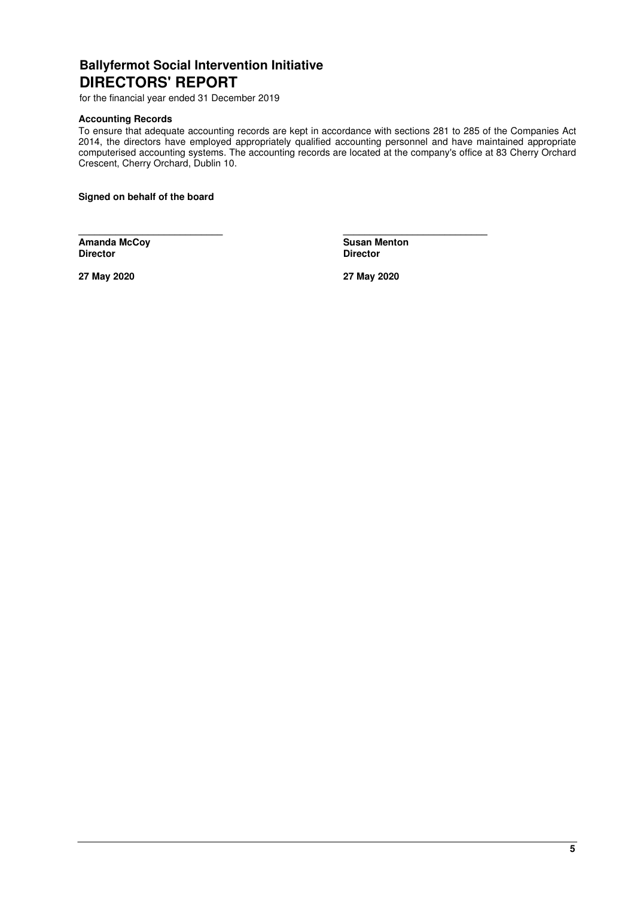## Ballyfermot Social Intervention Initiative
# DIRECTORS' REPORT

for the financial year ended 31 December 2019

**Accounting Records**

To ensure that adequate accounting records are kept in accordance with sections 281 to 285 of the Companies Act 2014, the directors have employed appropriately qualified accounting personnel and have maintained appropriate computerised accounting systems. The accounting records are located at the company's office at 83 Cherry Orchard Crescent, Cherry Orchard, Dublin 10.

**Signed on behalf of the board**

| | |
|---|---|
| \_\_\_\_\_\_\_\_\_\_\_\_\_\_\_\_\_\_\_\_\_\_\_\_\_\_\_ | \_\_\_\_\_\_\_\_\_\_\_\_\_\_\_\_\_\_\_\_\_\_\_\_\_\_\_ |
| **Amanda McCoy** | **Susan Menton** |
| **Director** | **Director** |
| **27 May 2020** | **27 May 2020** |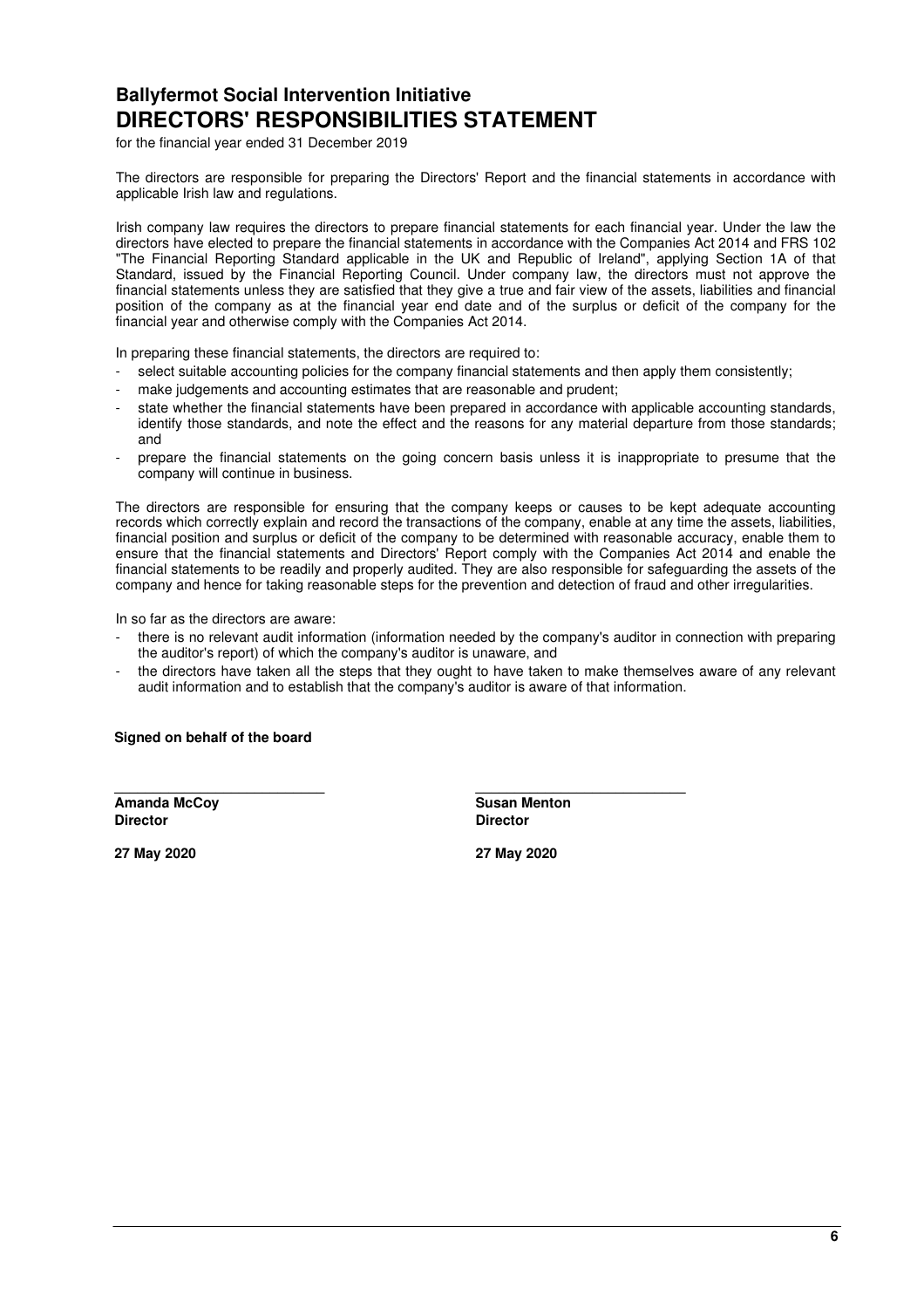## Ballyfermot Social Intervention Initiative
# DIRECTORS' RESPONSIBILITIES STATEMENT

for the financial year ended 31 December 2019

The directors are responsible for preparing the Directors' Report and the financial statements in accordance with applicable Irish law and regulations.

Irish company law requires the directors to prepare financial statements for each financial year. Under the law the directors have elected to prepare the financial statements in accordance with the Companies Act 2014 and FRS 102 "The Financial Reporting Standard applicable in the UK and Republic of Ireland", applying Section 1A of that Standard, issued by the Financial Reporting Council. Under company law, the directors must not approve the financial statements unless they are satisfied that they give a true and fair view of the assets, liabilities and financial position of the company as at the financial year end date and of the surplus or deficit of the company for the financial year and otherwise comply with the Companies Act 2014.

In preparing these financial statements, the directors are required to:

- select suitable accounting policies for the company financial statements and then apply them consistently;
- make judgements and accounting estimates that are reasonable and prudent;
- state whether the financial statements have been prepared in accordance with applicable accounting standards, identify those standards, and note the effect and the reasons for any material departure from those standards; and
- prepare the financial statements on the going concern basis unless it is inappropriate to presume that the company will continue in business.

The directors are responsible for ensuring that the company keeps or causes to be kept adequate accounting records which correctly explain and record the transactions of the company, enable at any time the assets, liabilities, financial position and surplus or deficit of the company to be determined with reasonable accuracy, enable them to ensure that the financial statements and Directors' Report comply with the Companies Act 2014 and enable the financial statements to be readily and properly audited. They are also responsible for safeguarding the assets of the company and hence for taking reasonable steps for the prevention and detection of fraud and other irregularities.

In so far as the directors are aware:

- there is no relevant audit information (information needed by the company's auditor in connection with preparing the auditor's report) of which the company's auditor is unaware, and
- the directors have taken all the steps that they ought to have taken to make themselves aware of any relevant audit information and to establish that the company's auditor is aware of that information.

**Signed on behalf of the board**

**Amanda McCoy**
**Director**

**27 May 2020**

**Susan Menton**
**Director**

**27 May 2020**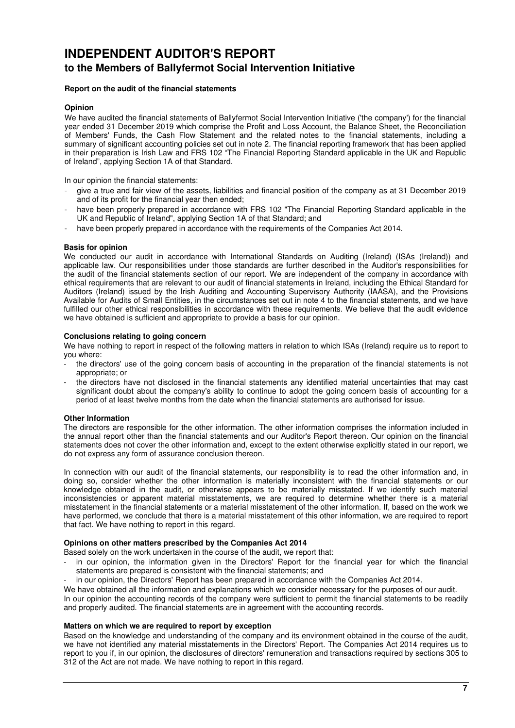# INDEPENDENT AUDITOR'S REPORT
## to the Members of Ballyfermot Social Intervention Initiative

**Report on the audit of the financial statements**

**Opinion**

We have audited the financial statements of Ballyfermot Social Intervention Initiative ('the company') for the financial year ended 31 December 2019 which comprise the Profit and Loss Account, the Balance Sheet, the Reconciliation of Members' Funds, the Cash Flow Statement and the related notes to the financial statements, including a summary of significant accounting policies set out in note 2. The financial reporting framework that has been applied in their preparation is Irish Law and FRS 102 "The Financial Reporting Standard applicable in the UK and Republic of Ireland", applying Section 1A of that Standard.

In our opinion the financial statements:

- give a true and fair view of the assets, liabilities and financial position of the company as at 31 December 2019 and of its profit for the financial year then ended;
- have been properly prepared in accordance with FRS 102 "The Financial Reporting Standard applicable in the UK and Republic of Ireland", applying Section 1A of that Standard; and
- have been properly prepared in accordance with the requirements of the Companies Act 2014.

**Basis for opinion**

We conducted our audit in accordance with International Standards on Auditing (Ireland) (ISAs (Ireland)) and applicable law. Our responsibilities under those standards are further described in the Auditor's responsibilities for the audit of the financial statements section of our report. We are independent of the company in accordance with ethical requirements that are relevant to our audit of financial statements in Ireland, including the Ethical Standard for Auditors (Ireland) issued by the Irish Auditing and Accounting Supervisory Authority (IAASA), and the Provisions Available for Audits of Small Entities, in the circumstances set out in note 4 to the financial statements, and we have fulfilled our other ethical responsibilities in accordance with these requirements. We believe that the audit evidence we have obtained is sufficient and appropriate to provide a basis for our opinion.

**Conclusions relating to going concern**

We have nothing to report in respect of the following matters in relation to which ISAs (Ireland) require us to report to you where:

- the directors' use of the going concern basis of accounting in the preparation of the financial statements is not appropriate; or
- the directors have not disclosed in the financial statements any identified material uncertainties that may cast significant doubt about the company's ability to continue to adopt the going concern basis of accounting for a period of at least twelve months from the date when the financial statements are authorised for issue.

**Other Information**

The directors are responsible for the other information. The other information comprises the information included in the annual report other than the financial statements and our Auditor's Report thereon. Our opinion on the financial statements does not cover the other information and, except to the extent otherwise explicitly stated in our report, we do not express any form of assurance conclusion thereon.

In connection with our audit of the financial statements, our responsibility is to read the other information and, in doing so, consider whether the other information is materially inconsistent with the financial statements or our knowledge obtained in the audit, or otherwise appears to be materially misstated. If we identify such material inconsistencies or apparent material misstatements, we are required to determine whether there is a material misstatement in the financial statements or a material misstatement of the other information. If, based on the work we have performed, we conclude that there is a material misstatement of this other information, we are required to report that fact. We have nothing to report in this regard.

**Opinions on other matters prescribed by the Companies Act 2014**

Based solely on the work undertaken in the course of the audit, we report that:

- in our opinion, the information given in the Directors' Report for the financial year for which the financial statements are prepared is consistent with the financial statements; and
- in our opinion, the Directors' Report has been prepared in accordance with the Companies Act 2014.

We have obtained all the information and explanations which we consider necessary for the purposes of our audit.
In our opinion the accounting records of the company were sufficient to permit the financial statements to be readily and properly audited. The financial statements are in agreement with the accounting records.

**Matters on which we are required to report by exception**

Based on the knowledge and understanding of the company and its environment obtained in the course of the audit, we have not identified any material misstatements in the Directors' Report. The Companies Act 2014 requires us to report to you if, in our opinion, the disclosures of directors' remuneration and transactions required by sections 305 to 312 of the Act are not made. We have nothing to report in this regard.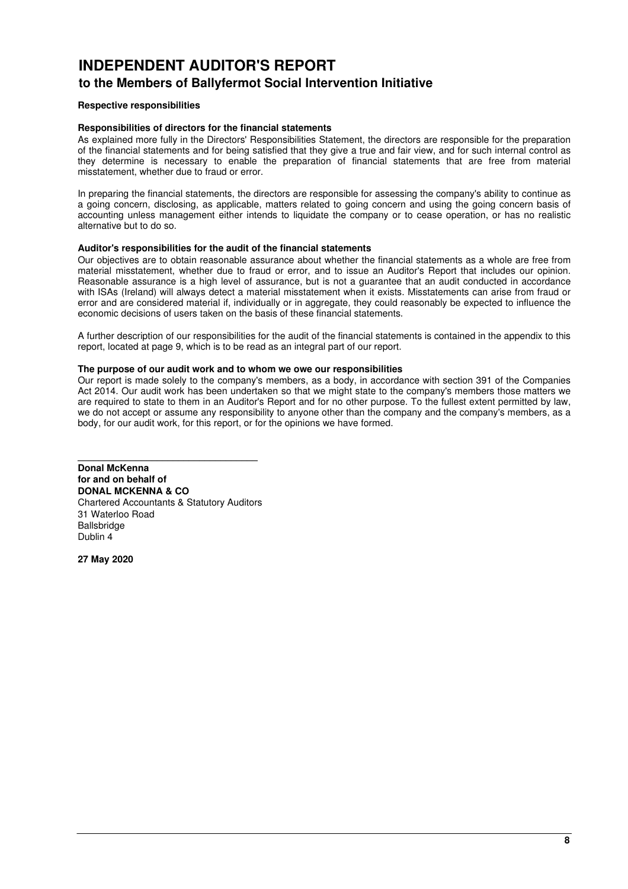# INDEPENDENT AUDITOR'S REPORT

## to the Members of Ballyfermot Social Intervention Initiative

**Respective responsibilities**

**Responsibilities of directors for the financial statements**

As explained more fully in the Directors' Responsibilities Statement, the directors are responsible for the preparation of the financial statements and for being satisfied that they give a true and fair view, and for such internal control as they determine is necessary to enable the preparation of financial statements that are free from material misstatement, whether due to fraud or error.

In preparing the financial statements, the directors are responsible for assessing the company's ability to continue as a going concern, disclosing, as applicable, matters related to going concern and using the going concern basis of accounting unless management either intends to liquidate the company or to cease operation, or has no realistic alternative but to do so.

**Auditor's responsibilities for the audit of the financial statements**

Our objectives are to obtain reasonable assurance about whether the financial statements as a whole are free from material misstatement, whether due to fraud or error, and to issue an Auditor's Report that includes our opinion. Reasonable assurance is a high level of assurance, but is not a guarantee that an audit conducted in accordance with ISAs (Ireland) will always detect a material misstatement when it exists. Misstatements can arise from fraud or error and are considered material if, individually or in aggregate, they could reasonably be expected to influence the economic decisions of users taken on the basis of these financial statements.

A further description of our responsibilities for the audit of the financial statements is contained in the appendix to this report, located at page 9, which is to be read as an integral part of our report.

**The purpose of our audit work and to whom we owe our responsibilities**

Our report is made solely to the company's members, as a body, in accordance with section 391 of the Companies Act 2014. Our audit work has been undertaken so that we might state to the company's members those matters we are required to state to them in an Auditor's Report and for no other purpose. To the fullest extent permitted by law, we do not accept or assume any responsibility to anyone other than the company and the company's members, as a body, for our audit work, for this report, or for the opinions we have formed.

**Donal McKenna**
**for and on behalf of**
**DONAL MCKENNA & CO**
Chartered Accountants & Statutory Auditors
31 Waterloo Road
Ballsbridge
Dublin 4

**27 May 2020**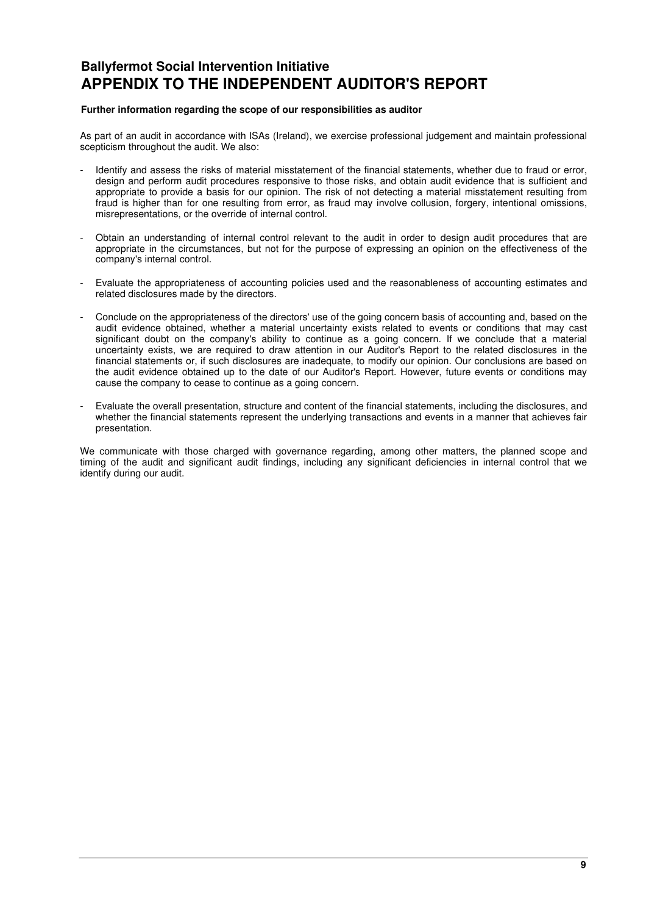## Ballyfermot Social Intervention Initiative
# APPENDIX TO THE INDEPENDENT AUDITOR'S REPORT

**Further information regarding the scope of our responsibilities as auditor**

As part of an audit in accordance with ISAs (Ireland), we exercise professional judgement and maintain professional scepticism throughout the audit. We also:

- Identify and assess the risks of material misstatement of the financial statements, whether due to fraud or error, design and perform audit procedures responsive to those risks, and obtain audit evidence that is sufficient and appropriate to provide a basis for our opinion. The risk of not detecting a material misstatement resulting from fraud is higher than for one resulting from error, as fraud may involve collusion, forgery, intentional omissions, misrepresentations, or the override of internal control.

- Obtain an understanding of internal control relevant to the audit in order to design audit procedures that are appropriate in the circumstances, but not for the purpose of expressing an opinion on the effectiveness of the company's internal control.

- Evaluate the appropriateness of accounting policies used and the reasonableness of accounting estimates and related disclosures made by the directors.

- Conclude on the appropriateness of the directors' use of the going concern basis of accounting and, based on the audit evidence obtained, whether a material uncertainty exists related to events or conditions that may cast significant doubt on the company's ability to continue as a going concern. If we conclude that a material uncertainty exists, we are required to draw attention in our Auditor's Report to the related disclosures in the financial statements or, if such disclosures are inadequate, to modify our opinion. Our conclusions are based on the audit evidence obtained up to the date of our Auditor's Report. However, future events or conditions may cause the company to cease to continue as a going concern.

- Evaluate the overall presentation, structure and content of the financial statements, including the disclosures, and whether the financial statements represent the underlying transactions and events in a manner that achieves fair presentation.

We communicate with those charged with governance regarding, among other matters, the planned scope and timing of the audit and significant audit findings, including any significant deficiencies in internal control that we identify during our audit.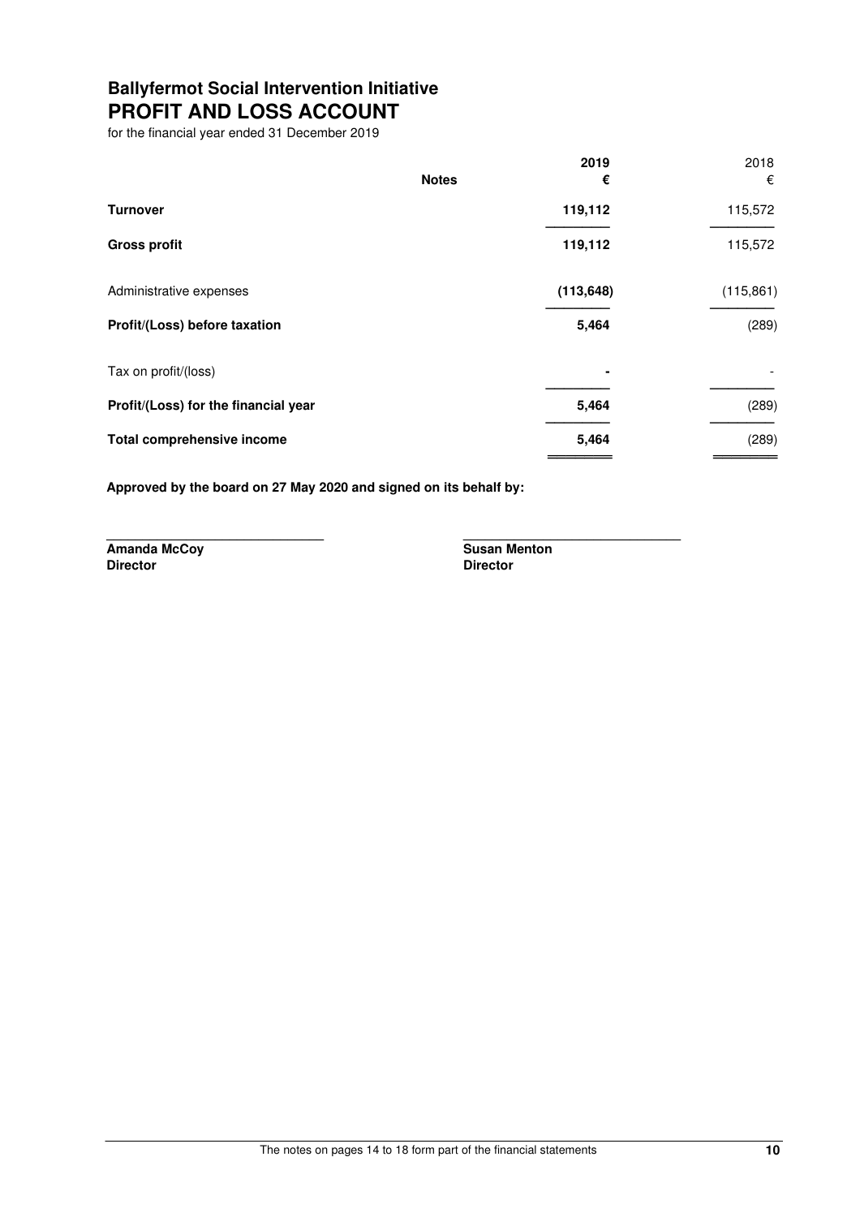## Ballyfermot Social Intervention Initiative

# PROFIT AND LOSS ACCOUNT

for the financial year ended 31 December 2019

| | Notes | 2019<br>€ | 2018<br>€ |
|---|---|---|---|
| **Turnover** | | **119,112** | 115,572 |
| **Gross profit** | | **119,112** | 115,572 |
| Administrative expenses | | **(113,648)** | (115,861) |
| **Profit/(Loss) before taxation** | | **5,464** | (289) |
| Tax on profit/(loss) | | **-** | - |
| **Profit/(Loss) for the financial year** | | **5,464** | (289) |
| **Total comprehensive income** | | **5,464** | (289) |

**Approved by the board on 27 May 2020 and signed on its behalf by:**

**Amanda McCoy**
**Director**

**Susan Menton**
**Director**

The notes on pages 14 to 18 form part of the financial statements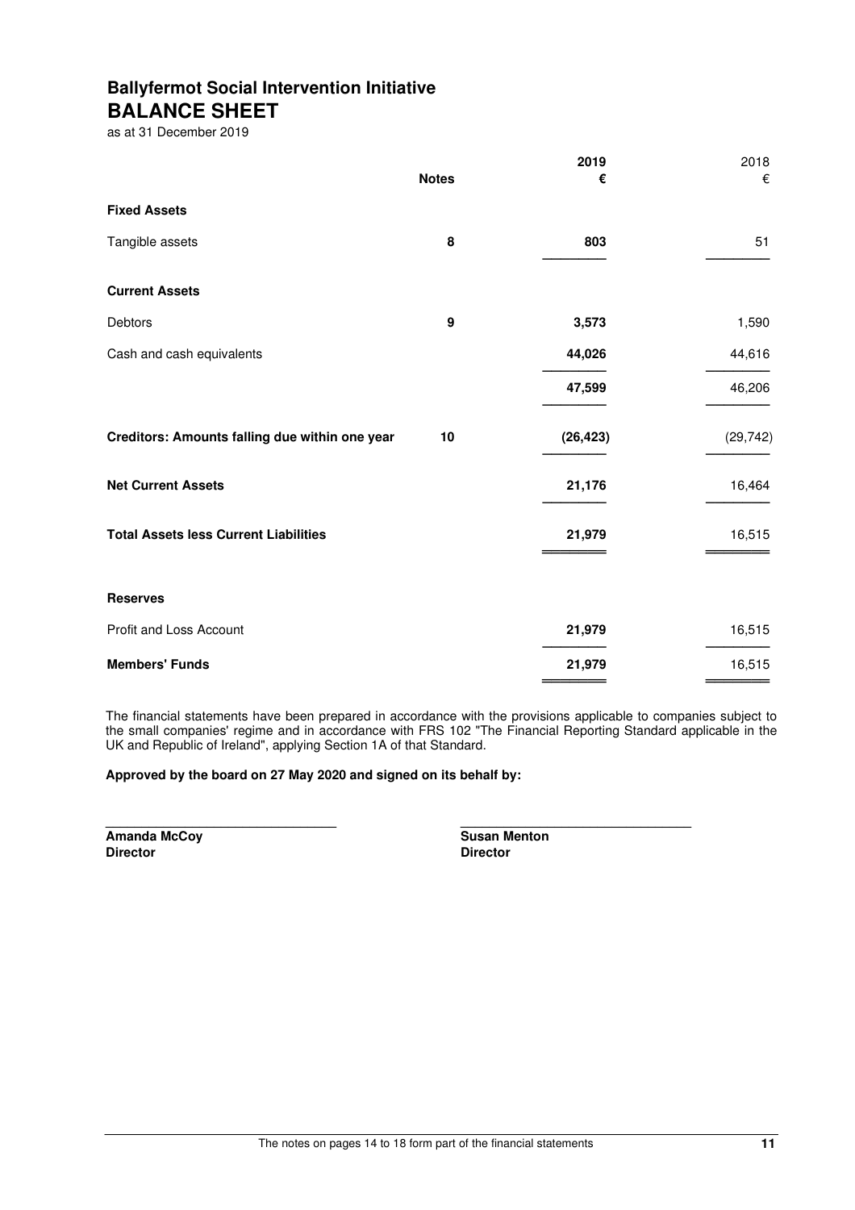# Ballyfermot Social Intervention Initiative

## BALANCE SHEET

as at 31 December 2019

| | Notes | 2019 € | 2018 € |
|---|---|---|---|
| **Fixed Assets** | | | |
| Tangible assets | 8 | **803** | 51 |
| **Current Assets** | | | |
| Debtors | 9 | **3,573** | 1,590 |
| Cash and cash equivalents | | **44,026** | 44,616 |
| | | **47,599** | 46,206 |
| **Creditors: Amounts falling due within one year** | 10 | **(26,423)** | (29,742) |
| **Net Current Assets** | | **21,176** | 16,464 |
| **Total Assets less Current Liabilities** | | **21,979** | 16,515 |
| **Reserves** | | | |
| Profit and Loss Account | | **21,979** | 16,515 |
| **Members' Funds** | | **21,979** | 16,515 |

The financial statements have been prepared in accordance with the provisions applicable to companies subject to the small companies' regime and in accordance with FRS 102 "The Financial Reporting Standard applicable in the UK and Republic of Ireland", applying Section 1A of that Standard.

**Approved by the board on 27 May 2020 and signed on its behalf by:**

| | |
|---|---|
| **Amanda McCoy** | **Susan Menton** |
| **Director** | **Director** |

The notes on pages 14 to 18 form part of the financial statements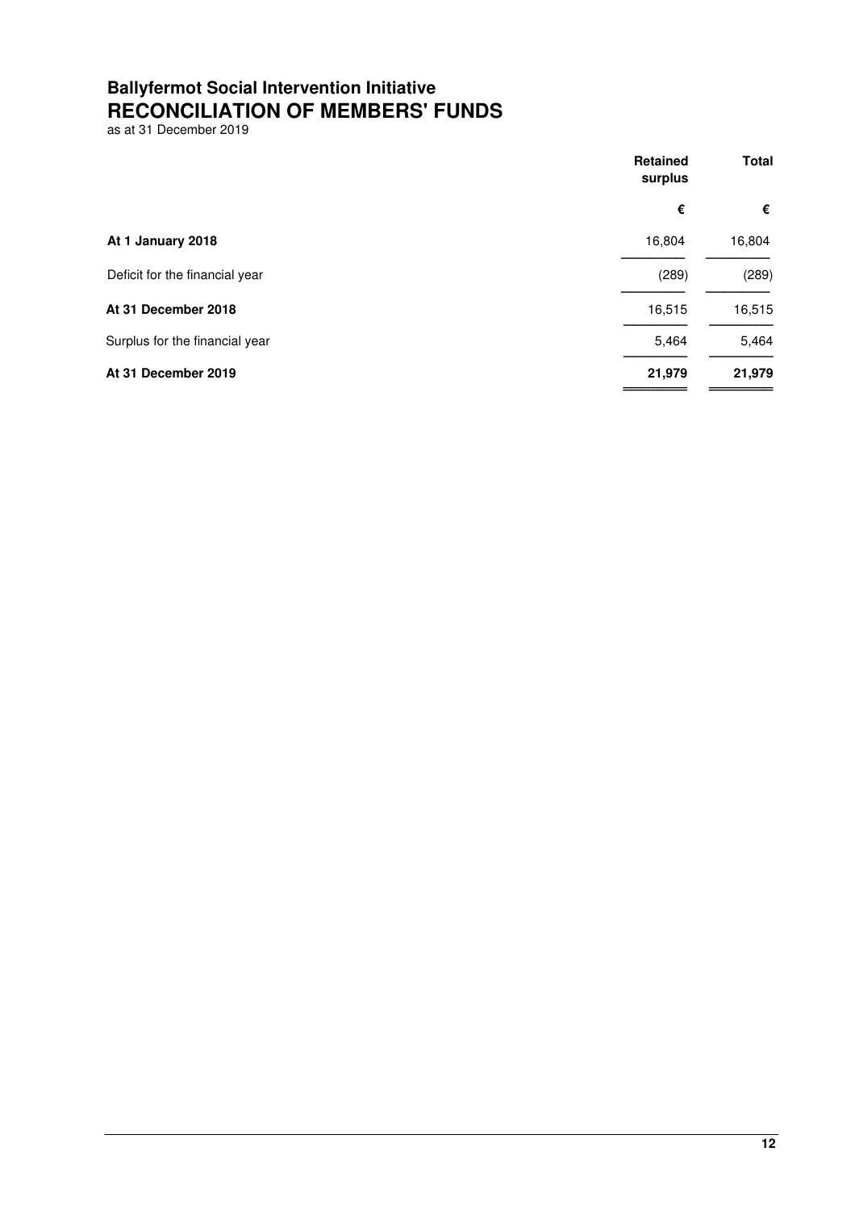# Ballyfermot Social Intervention Initiative

## RECONCILIATION OF MEMBERS' FUNDS

as at 31 December 2019

| | Retained surplus | Total |
|---|---|---|
| | € | € |
| **At 1 January 2018** | 16,804 | 16,804 |
| Deficit for the financial year | (289) | (289) |
| **At 31 December 2018** | 16,515 | 16,515 |
| Surplus for the financial year | 5,464 | 5,464 |
| **At 31 December 2019** | **21,979** | **21,979** |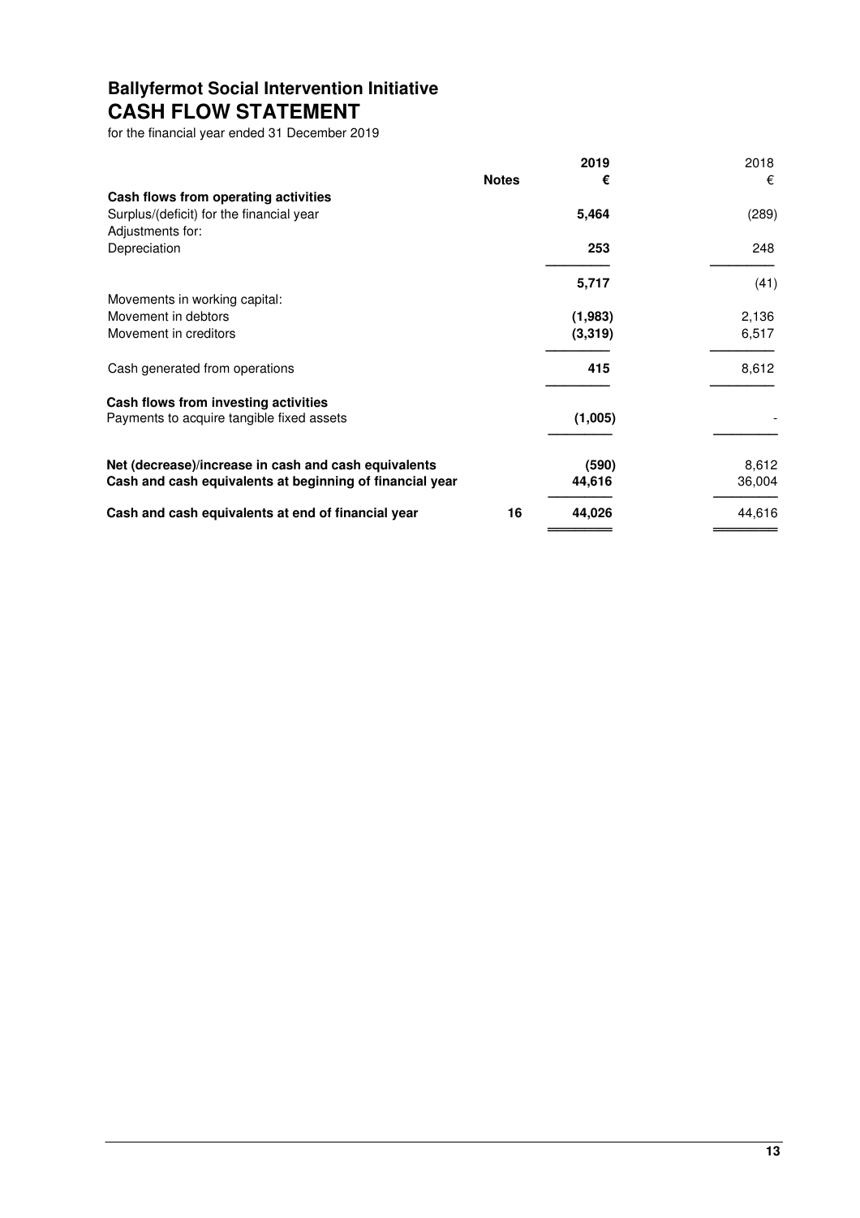# Ballyfermot Social Intervention Initiative

## CASH FLOW STATEMENT

for the financial year ended 31 December 2019

| | Notes | 2019 € | 2018 € |
|---|---|---|---|
| **Cash flows from operating activities** | | | |
| Surplus/(deficit) for the financial year | | **5,464** | (289) |
| Adjustments for: | | | |
| Depreciation | | **253** | 248 |
| | | **5,717** | (41) |
| Movements in working capital: | | | |
| Movement in debtors | | **(1,983)** | 2,136 |
| Movement in creditors | | **(3,319)** | 6,517 |
| Cash generated from operations | | **415** | 8,612 |
| **Cash flows from investing activities** | | | |
| Payments to acquire tangible fixed assets | | **(1,005)** | - |
| **Net (decrease)/increase in cash and cash equivalents** | | **(590)** | 8,612 |
| **Cash and cash equivalents at beginning of financial year** | | **44,616** | 36,004 |
| **Cash and cash equivalents at end of financial year** | **16** | **44,026** | 44,616 |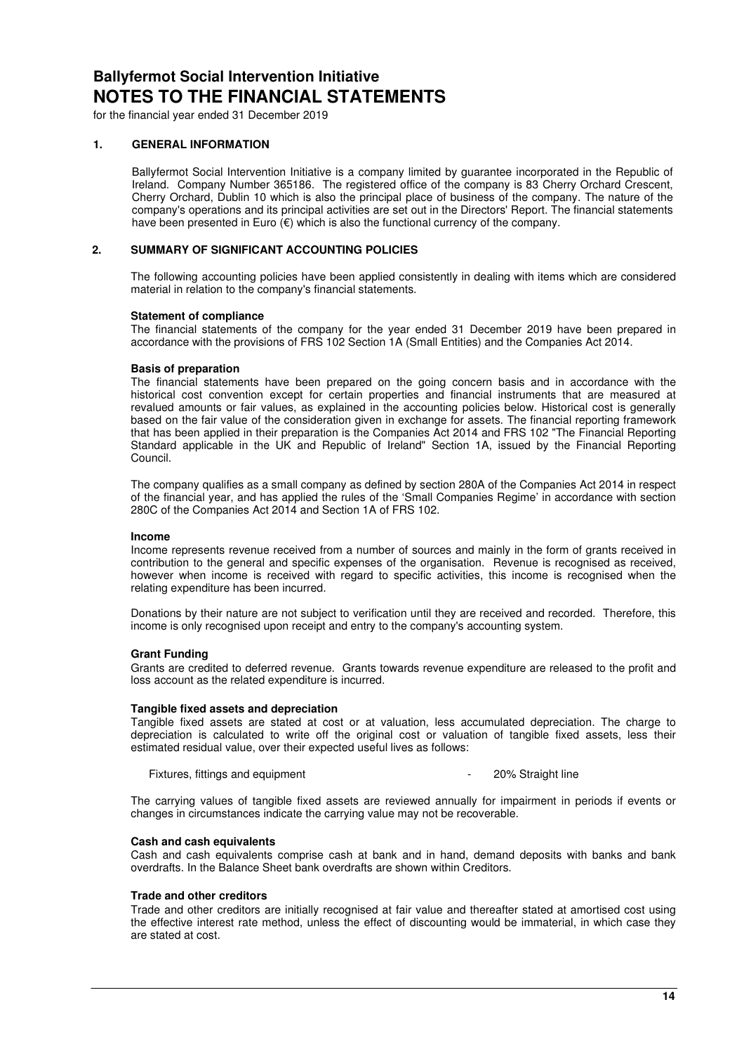# Ballyfermot Social Intervention Initiative
# NOTES TO THE FINANCIAL STATEMENTS

for the financial year ended 31 December 2019

## 1. GENERAL INFORMATION

Ballyfermot Social Intervention Initiative is a company limited by guarantee incorporated in the Republic of Ireland. Company Number 365186. The registered office of the company is 83 Cherry Orchard Crescent, Cherry Orchard, Dublin 10 which is also the principal place of business of the company. The nature of the company's operations and its principal activities are set out in the Directors' Report. The financial statements have been presented in Euro (€) which is also the functional currency of the company.

## 2. SUMMARY OF SIGNIFICANT ACCOUNTING POLICIES

The following accounting policies have been applied consistently in dealing with items which are considered material in relation to the company's financial statements.

**Statement of compliance**
The financial statements of the company for the year ended 31 December 2019 have been prepared in accordance with the provisions of FRS 102 Section 1A (Small Entities) and the Companies Act 2014.

**Basis of preparation**
The financial statements have been prepared on the going concern basis and in accordance with the historical cost convention except for certain properties and financial instruments that are measured at revalued amounts or fair values, as explained in the accounting policies below. Historical cost is generally based on the fair value of the consideration given in exchange for assets. The financial reporting framework that has been applied in their preparation is the Companies Act 2014 and FRS 102 "The Financial Reporting Standard applicable in the UK and Republic of Ireland" Section 1A, issued by the Financial Reporting Council.

The company qualifies as a small company as defined by section 280A of the Companies Act 2014 in respect of the financial year, and has applied the rules of the 'Small Companies Regime' in accordance with section 280C of the Companies Act 2014 and Section 1A of FRS 102.

**Income**
Income represents revenue received from a number of sources and mainly in the form of grants received in contribution to the general and specific expenses of the organisation. Revenue is recognised as received, however when income is received with regard to specific activities, this income is recognised when the relating expenditure has been incurred.

Donations by their nature are not subject to verification until they are received and recorded. Therefore, this income is only recognised upon receipt and entry to the company's accounting system.

**Grant Funding**
Grants are credited to deferred revenue. Grants towards revenue expenditure are released to the profit and loss account as the related expenditure is incurred.

**Tangible fixed assets and depreciation**
Tangible fixed assets are stated at cost or at valuation, less accumulated depreciation. The charge to depreciation is calculated to write off the original cost or valuation of tangible fixed assets, less their estimated residual value, over their expected useful lives as follows:

| | | |
|---|---|---|
| Fixtures, fittings and equipment | - | 20% Straight line |

The carrying values of tangible fixed assets are reviewed annually for impairment in periods if events or changes in circumstances indicate the carrying value may not be recoverable.

**Cash and cash equivalents**
Cash and cash equivalents comprise cash at bank and in hand, demand deposits with banks and bank overdrafts. In the Balance Sheet bank overdrafts are shown within Creditors.

**Trade and other creditors**
Trade and other creditors are initially recognised at fair value and thereafter stated at amortised cost using the effective interest rate method, unless the effect of discounting would be immaterial, in which case they are stated at cost.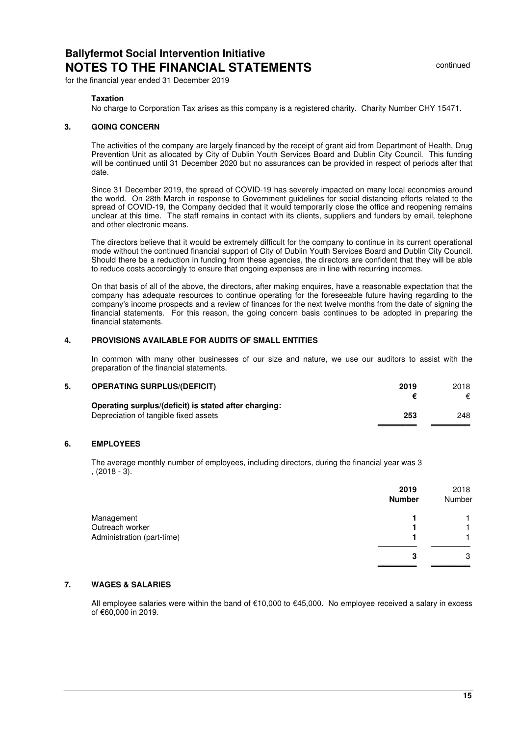# Ballyfermot Social Intervention Initiative
# NOTES TO THE FINANCIAL STATEMENTS

continued

for the financial year ended 31 December 2019

### Taxation

No charge to Corporation Tax arises as this company is a registered charity. Charity Number CHY 15471.

## 3. GOING CONCERN

The activities of the company are largely financed by the receipt of grant aid from Department of Health, Drug Prevention Unit as allocated by City of Dublin Youth Services Board and Dublin City Council. This funding will be continued until 31 December 2020 but no assurances can be provided in respect of periods after that date.

Since 31 December 2019, the spread of COVID-19 has severely impacted on many local economies around the world. On 28th March in response to Government guidelines for social distancing efforts related to the spread of COVID-19, the Company decided that it would temporarily close the office and reopening remains unclear at this time. The staff remains in contact with its clients, suppliers and funders by email, telephone and other electronic means.

The directors believe that it would be extremely difficult for the company to continue in its current operational mode without the continued financial support of City of Dublin Youth Services Board and Dublin City Council. Should there be a reduction in funding from these agencies, the directors are confident that they will be able to reduce costs accordingly to ensure that ongoing expenses are in line with recurring incomes.

On that basis of all of the above, the directors, after making enquires, have a reasonable expectation that the company has adequate resources to continue operating for the foreseeable future having regarding to the company's income prospects and a review of finances for the next twelve months from the date of signing the financial statements. For this reason, the going concern basis continues to be adopted in preparing the financial statements.

## 4. PROVISIONS AVAILABLE FOR AUDITS OF SMALL ENTITIES

In common with many other businesses of our size and nature, we use our auditors to assist with the preparation of the financial statements.

## 5. OPERATING SURPLUS/(DEFICIT)

| | 2019 | 2018 |
|---|---|---|
| | € | € |
| **Operating surplus/(deficit) is stated after charging:** | | |
| Depreciation of tangible fixed assets | **253** | 248 |

## 6. EMPLOYEES

The average monthly number of employees, including directors, during the financial year was 3 , (2018 - 3).

| | 2019 Number | 2018 Number |
|---|---|---|
| Management | **1** | 1 |
| Outreach worker | **1** | 1 |
| Administration (part-time) | **1** | 1 |
| | **3** | 3 |

## 7. WAGES & SALARIES

All employee salaries were within the band of €10,000 to €45,000. No employee received a salary in excess of €60,000 in 2019.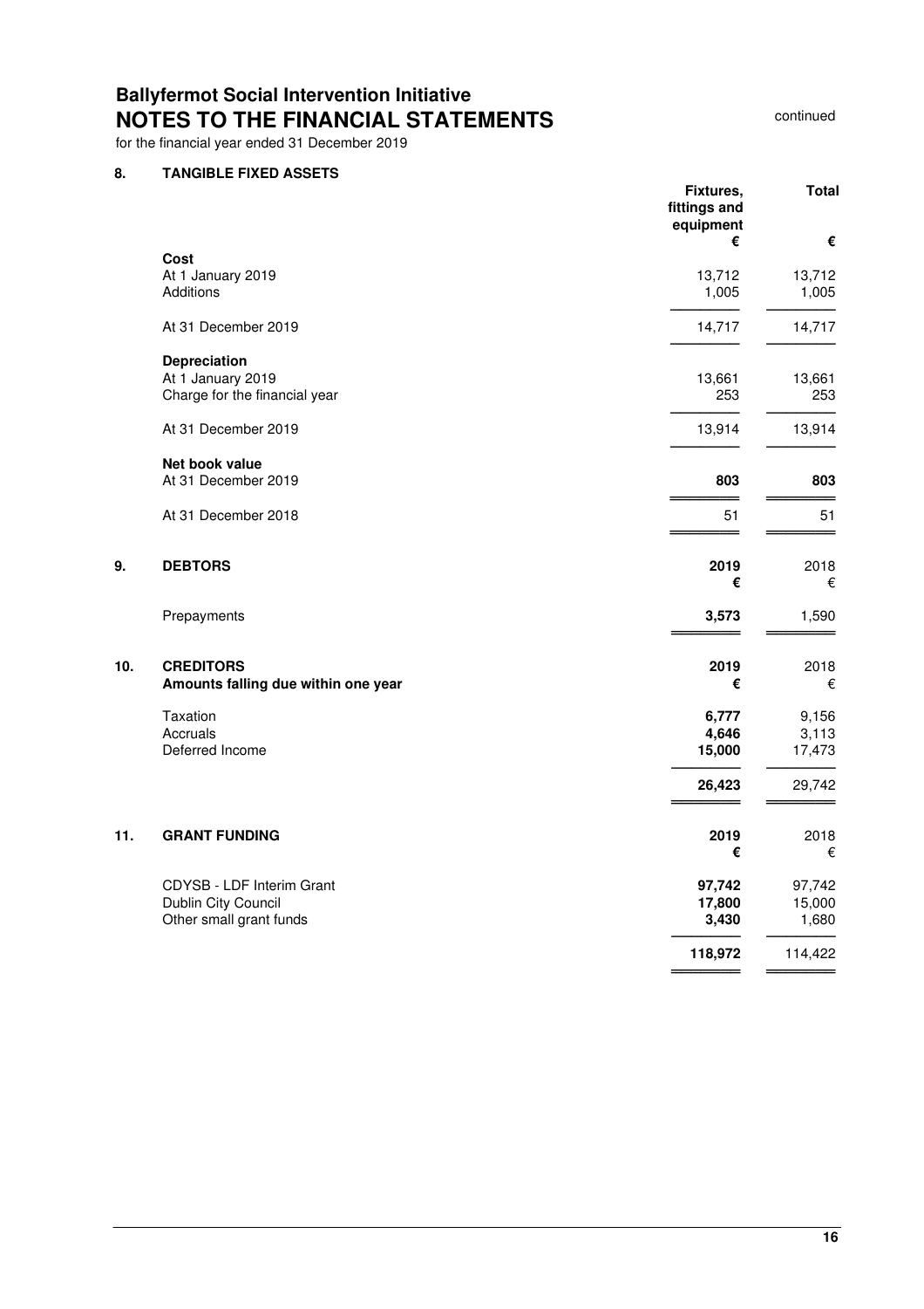**Ballyfermot Social Intervention Initiative**

# NOTES TO THE FINANCIAL STATEMENTS

continued

for the financial year ended 31 December 2019

## 8. TANGIBLE FIXED ASSETS

| | Fixtures, fittings and equipment | Total |
|---|---|---|
| | € | € |
| **Cost** | | |
| At 1 January 2019 | 13,712 | 13,712 |
| Additions | 1,005 | 1,005 |
| At 31 December 2019 | 14,717 | 14,717 |
| **Depreciation** | | |
| At 1 January 2019 | 13,661 | 13,661 |
| Charge for the financial year | 253 | 253 |
| At 31 December 2019 | 13,914 | 13,914 |
| **Net book value** | | |
| At 31 December 2019 | **803** | **803** |
| At 31 December 2018 | 51 | 51 |

## 9. DEBTORS

| | 2019 | 2018 |
|---|---|---|
| | € | € |
| Prepayments | **3,573** | 1,590 |

## 10. CREDITORS

| Amounts falling due within one year | 2019 | 2018 |
|---|---|---|
| | € | € |
| Taxation | **6,777** | 9,156 |
| Accruals | **4,646** | 3,113 |
| Deferred Income | **15,000** | 17,473 |
| | **26,423** | 29,742 |

## 11. GRANT FUNDING

| | 2019 | 2018 |
|---|---|---|
| | € | € |
| CDYSB - LDF Interim Grant | **97,742** | 97,742 |
| Dublin City Council | **17,800** | 15,000 |
| Other small grant funds | **3,430** | 1,680 |
| | **118,972** | 114,422 |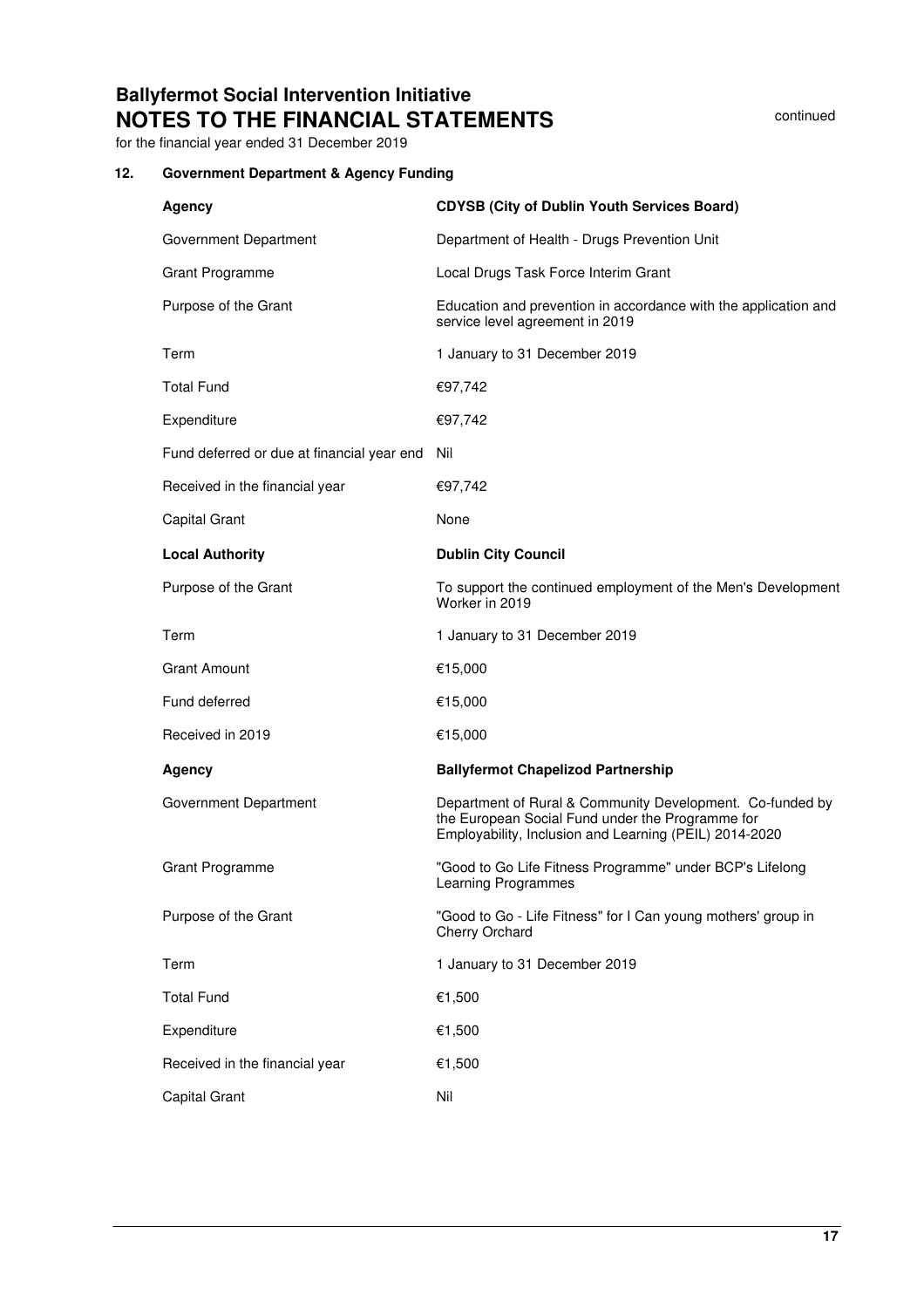# Ballyfermot Social Intervention Initiative
## NOTES TO THE FINANCIAL STATEMENTS

continued

for the financial year ended 31 December 2019

### 12. Government Department & Agency Funding

| **Agency** | **CDYSB (City of Dublin Youth Services Board)** |
|---|---|
| Government Department | Department of Health - Drugs Prevention Unit |
| Grant Programme | Local Drugs Task Force Interim Grant |
| Purpose of the Grant | Education and prevention in accordance with the application and service level agreement in 2019 |
| Term | 1 January to 31 December 2019 |
| Total Fund | €97,742 |
| Expenditure | €97,742 |
| Fund deferred or due at financial year end | Nil |
| Received in the financial year | €97,742 |
| Capital Grant | None |
| **Local Authority** | **Dublin City Council** |
| Purpose of the Grant | To support the continued employment of the Men's Development Worker in 2019 |
| Term | 1 January to 31 December 2019 |
| Grant Amount | €15,000 |
| Fund deferred | €15,000 |
| Received in 2019 | €15,000 |
| **Agency** | **Ballyfermot Chapelizod Partnership** |
| Government Department | Department of Rural & Community Development. Co-funded by the European Social Fund under the Programme for Employability, Inclusion and Learning (PEIL) 2014-2020 |
| Grant Programme | "Good to Go Life Fitness Programme" under BCP's Lifelong Learning Programmes |
| Purpose of the Grant | "Good to Go - Life Fitness" for I Can young mothers' group in Cherry Orchard |
| Term | 1 January to 31 December 2019 |
| Total Fund | €1,500 |
| Expenditure | €1,500 |
| Received in the financial year | €1,500 |
| Capital Grant | Nil |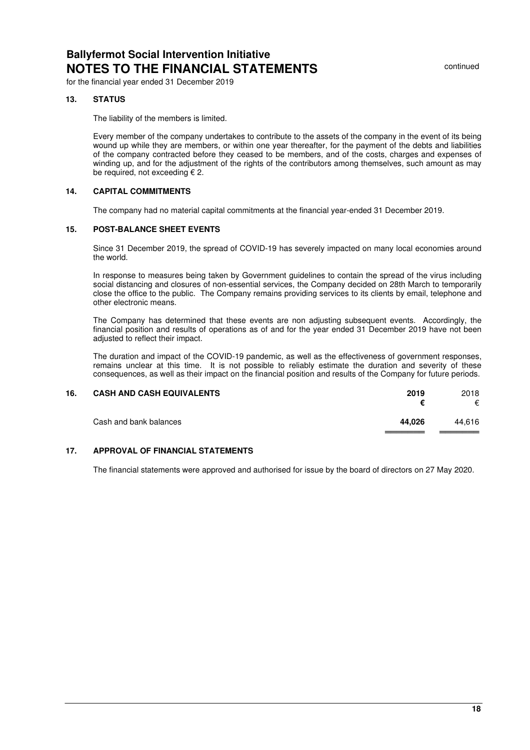# Ballyfermot Social Intervention Initiative
## NOTES TO THE FINANCIAL STATEMENTS

continued

for the financial year ended 31 December 2019

### 13. STATUS

The liability of the members is limited.

Every member of the company undertakes to contribute to the assets of the company in the event of its being wound up while they are members, or within one year thereafter, for the payment of the debts and liabilities of the company contracted before they ceased to be members, and of the costs, charges and expenses of winding up, and for the adjustment of the rights of the contributors among themselves, such amount as may be required, not exceeding € 2.

### 14. CAPITAL COMMITMENTS

The company had no material capital commitments at the financial year-ended 31 December 2019.

### 15. POST-BALANCE SHEET EVENTS

Since 31 December 2019, the spread of COVID-19 has severely impacted on many local economies around the world.

In response to measures being taken by Government guidelines to contain the spread of the virus including social distancing and closures of non-essential services, the Company decided on 28th March to temporarily close the office to the public. The Company remains providing services to its clients by email, telephone and other electronic means.

The Company has determined that these events are non adjusting subsequent events. Accordingly, the financial position and results of operations as of and for the year ended 31 December 2019 have not been adjusted to reflect their impact.

The duration and impact of the COVID-19 pandemic, as well as the effectiveness of government responses, remains unclear at this time. It is not possible to reliably estimate the duration and severity of these consequences, as well as their impact on the financial position and results of the Company for future periods.

### 16. CASH AND CASH EQUIVALENTS

| | **2019** | 2018 |
|---|---|---|
| | **€** | € |
| Cash and bank balances | **44,026** | 44,616 |

### 17. APPROVAL OF FINANCIAL STATEMENTS

The financial statements were approved and authorised for issue by the board of directors on 27 May 2020.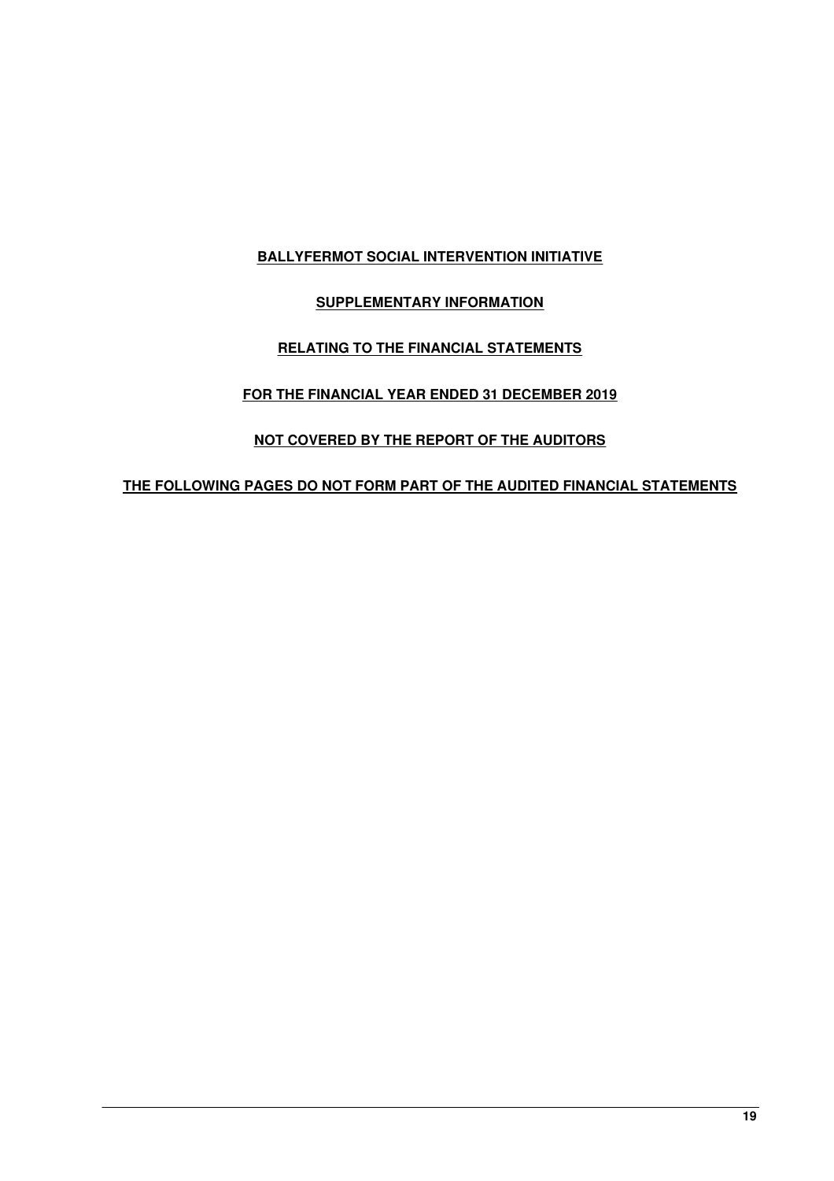**BALLYFERMOT SOCIAL INTERVENTION INITIATIVE**

**SUPPLEMENTARY INFORMATION**

**RELATING TO THE FINANCIAL STATEMENTS**

**FOR THE FINANCIAL YEAR ENDED 31 DECEMBER 2019**

**NOT COVERED BY THE REPORT OF THE AUDITORS**

**THE FOLLOWING PAGES DO NOT FORM PART OF THE AUDITED FINANCIAL STATEMENTS**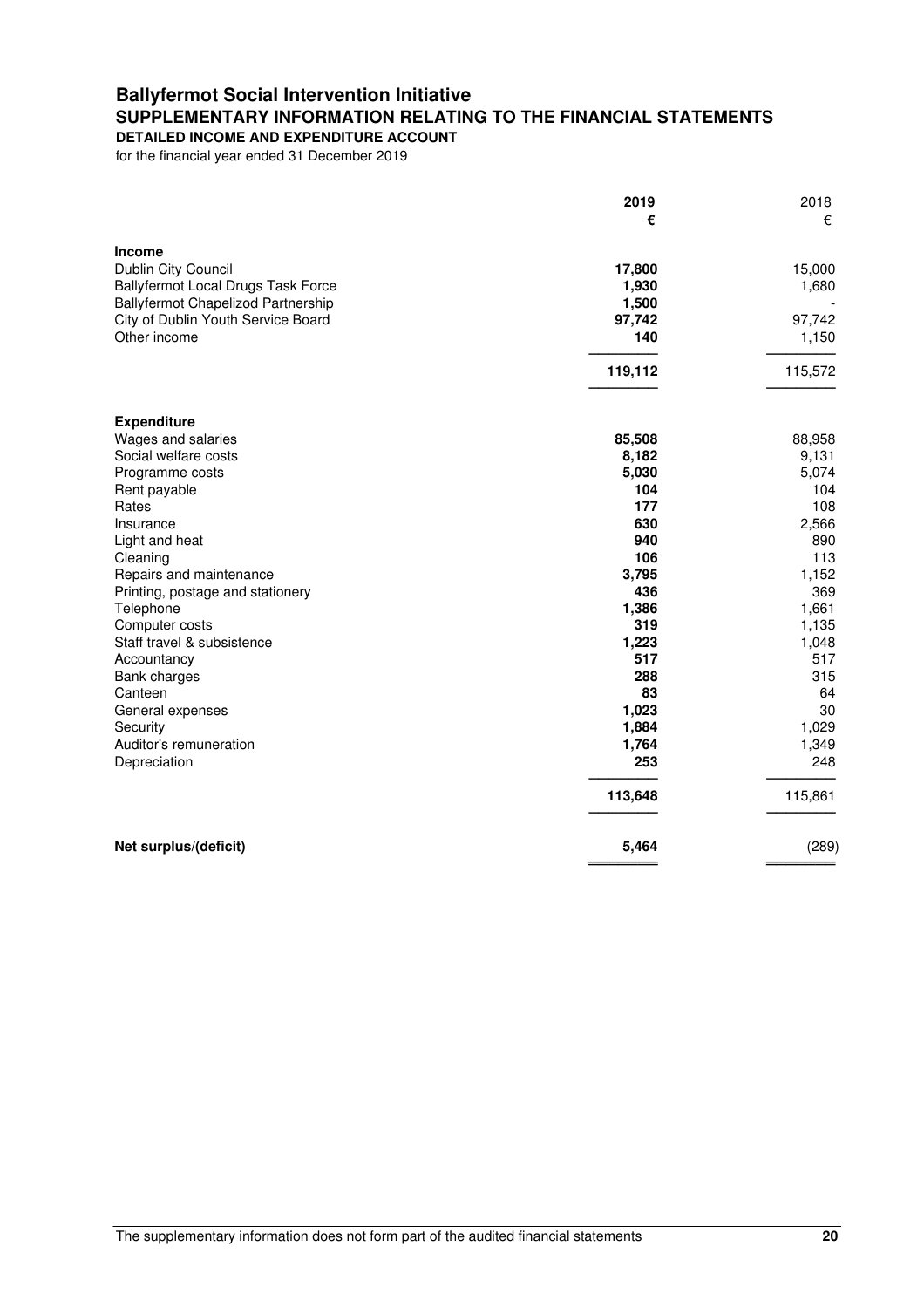# Ballyfermot Social Intervention Initiative

## SUPPLEMENTARY INFORMATION RELATING TO THE FINANCIAL STATEMENTS

### DETAILED INCOME AND EXPENDITURE ACCOUNT

for the financial year ended 31 December 2019

| | 2019 € | 2018 € |
|---|---|---|
| **Income** | | |
| Dublin City Council | **17,800** | 15,000 |
| Ballyfermot Local Drugs Task Force | **1,930** | 1,680 |
| Ballyfermot Chapelizod Partnership | **1,500** | - |
| City of Dublin Youth Service Board | **97,742** | 97,742 |
| Other income | **140** | 1,150 |
| | **119,112** | 115,572 |
| **Expenditure** | | |
| Wages and salaries | **85,508** | 88,958 |
| Social welfare costs | **8,182** | 9,131 |
| Programme costs | **5,030** | 5,074 |
| Rent payable | **104** | 104 |
| Rates | **177** | 108 |
| Insurance | **630** | 2,566 |
| Light and heat | **940** | 890 |
| Cleaning | **106** | 113 |
| Repairs and maintenance | **3,795** | 1,152 |
| Printing, postage and stationery | **436** | 369 |
| Telephone | **1,386** | 1,661 |
| Computer costs | **319** | 1,135 |
| Staff travel & subsistence | **1,223** | 1,048 |
| Accountancy | **517** | 517 |
| Bank charges | **288** | 315 |
| Canteen | **83** | 64 |
| General expenses | **1,023** | 30 |
| Security | **1,884** | 1,029 |
| Auditor's remuneration | **1,764** | 1,349 |
| Depreciation | **253** | 248 |
| | **113,648** | 115,861 |
| **Net surplus/(deficit)** | **5,464** | (289) |

The supplementary information does not form part of the audited financial statements